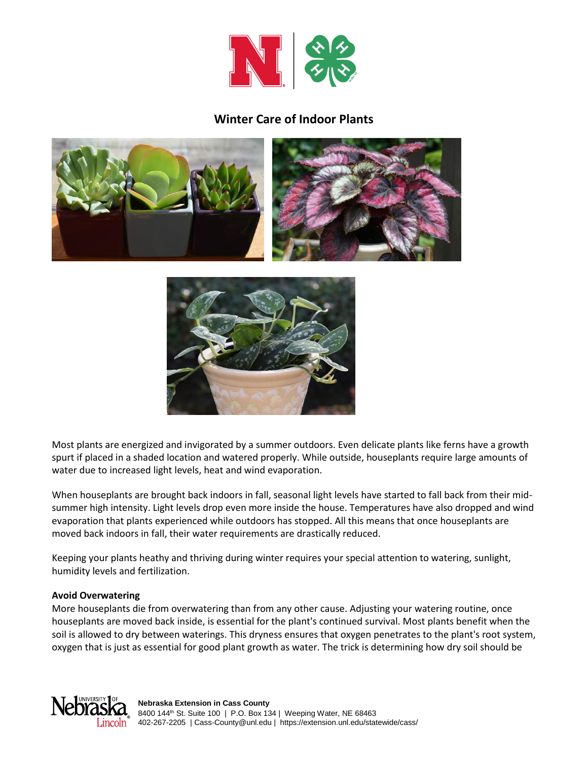# Winter Care of Indoor Plants

Most plants are energized and invigorated by a summer outdoors. Even delicate plants like ferns have a growth spurt if placed in a shaded location and watered properly. While outside, houseplants require large amounts of water due to increased light levels, heat and wind evaporation.

When houseplants are brought back indoors in fall, seasonal light levels have started to fall back from their mid-summer high intensity. Light levels drop even more inside the house. Temperatures have also dropped and wind evaporation that plants experienced while outdoors has stopped. All this means that once houseplants are moved back indoors in fall, their water requirements are drastically reduced.

Keeping your plants heathy and thriving during winter requires your special attention to watering, sunlight, humidity levels and fertilization.

**Avoid Overwatering**

More houseplants die from overwatering than from any other cause. Adjusting your watering routine, once houseplants are moved back inside, is essential for the plant's continued survival. Most plants benefit when the soil is allowed to dry between waterings. This dryness ensures that oxygen penetrates to the plant's root system, oxygen that is just as essential for good plant growth as water. The trick is determining how dry soil should be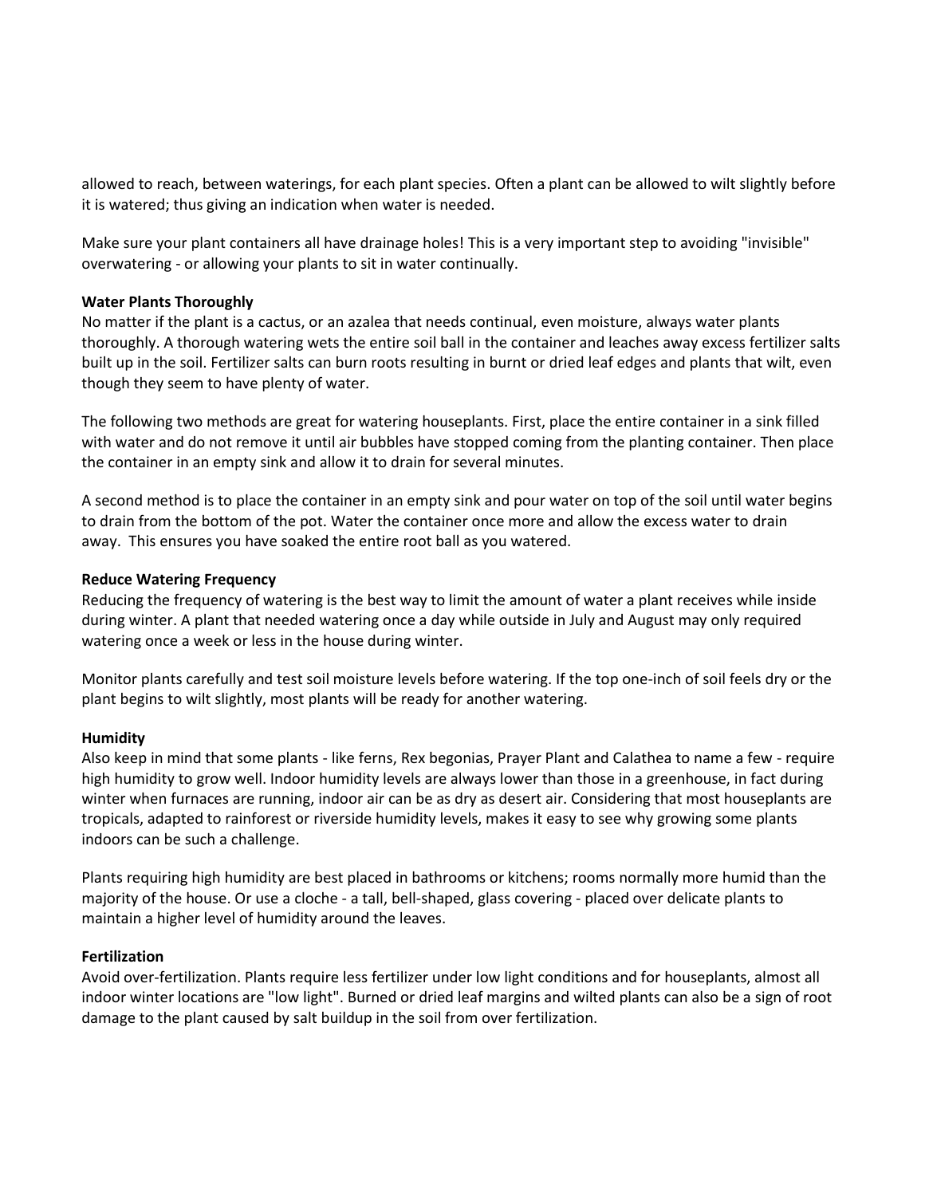allowed to reach, between waterings, for each plant species. Often a plant can be allowed to wilt slightly before it is watered; thus giving an indication when water is needed.

Make sure your plant containers all have drainage holes! This is a very important step to avoiding "invisible" overwatering - or allowing your plants to sit in water continually.

**Water Plants Thoroughly**
No matter if the plant is a cactus, or an azalea that needs continual, even moisture, always water plants thoroughly. A thorough watering wets the entire soil ball in the container and leaches away excess fertilizer salts built up in the soil. Fertilizer salts can burn roots resulting in burnt or dried leaf edges and plants that wilt, even though they seem to have plenty of water.

The following two methods are great for watering houseplants. First, place the entire container in a sink filled with water and do not remove it until air bubbles have stopped coming from the planting container. Then place the container in an empty sink and allow it to drain for several minutes.

A second method is to place the container in an empty sink and pour water on top of the soil until water begins to drain from the bottom of the pot. Water the container once more and allow the excess water to drain away. This ensures you have soaked the entire root ball as you watered.

**Reduce Watering Frequency**
Reducing the frequency of watering is the best way to limit the amount of water a plant receives while inside during winter. A plant that needed watering once a day while outside in July and August may only required watering once a week or less in the house during winter.

Monitor plants carefully and test soil moisture levels before watering. If the top one-inch of soil feels dry or the plant begins to wilt slightly, most plants will be ready for another watering.

**Humidity**
Also keep in mind that some plants - like ferns, Rex begonias, Prayer Plant and Calathea to name a few - require high humidity to grow well. Indoor humidity levels are always lower than those in a greenhouse, in fact during winter when furnaces are running, indoor air can be as dry as desert air. Considering that most houseplants are tropicals, adapted to rainforest or riverside humidity levels, makes it easy to see why growing some plants indoors can be such a challenge.

Plants requiring high humidity are best placed in bathrooms or kitchens; rooms normally more humid than the majority of the house. Or use a cloche - a tall, bell-shaped, glass covering - placed over delicate plants to maintain a higher level of humidity around the leaves.

**Fertilization**
Avoid over-fertilization. Plants require less fertilizer under low light conditions and for houseplants, almost all indoor winter locations are "low light". Burned or dried leaf margins and wilted plants can also be a sign of root damage to the plant caused by salt buildup in the soil from over fertilization.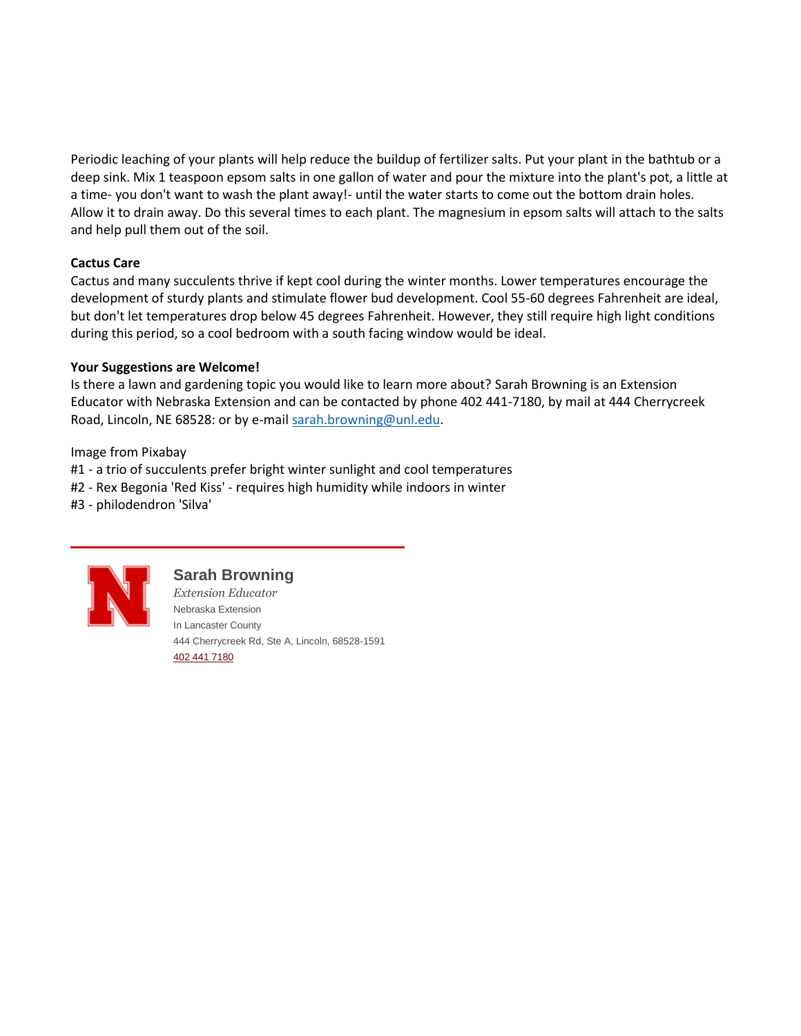Periodic leaching of your plants will help reduce the buildup of fertilizer salts. Put your plant in the bathtub or a deep sink. Mix 1 teaspoon epsom salts in one gallon of water and pour the mixture into the plant's pot, a little at a time- you don't want to wash the plant away!- until the water starts to come out the bottom drain holes. Allow it to drain away. Do this several times to each plant. The magnesium in epsom salts will attach to the salts and help pull them out of the soil.

**Cactus Care**

Cactus and many succulents thrive if kept cool during the winter months. Lower temperatures encourage the development of sturdy plants and stimulate flower bud development. Cool 55-60 degrees Fahrenheit are ideal, but don't let temperatures drop below 45 degrees Fahrenheit. However, they still require high light conditions during this period, so a cool bedroom with a south facing window would be ideal.

**Your Suggestions are Welcome!**

Is there a lawn and gardening topic you would like to learn more about? Sarah Browning is an Extension Educator with Nebraska Extension and can be contacted by phone 402 441-7180, by mail at 444 Cherrycreek Road, Lincoln, NE 68528: or by e-mail sarah.browning@unl.edu.

Image from Pixabay

#1 - a trio of succulents prefer bright winter sunlight and cool temperatures

#2 - Rex Begonia 'Red Kiss' - requires high humidity while indoors in winter

#3 - philodendron 'Silva'

---

**Sarah Browning**

*Extension Educator*

Nebraska Extension

In Lancaster County

444 Cherrycreek Rd, Ste A, Lincoln, 68528-1591

402 441 7180